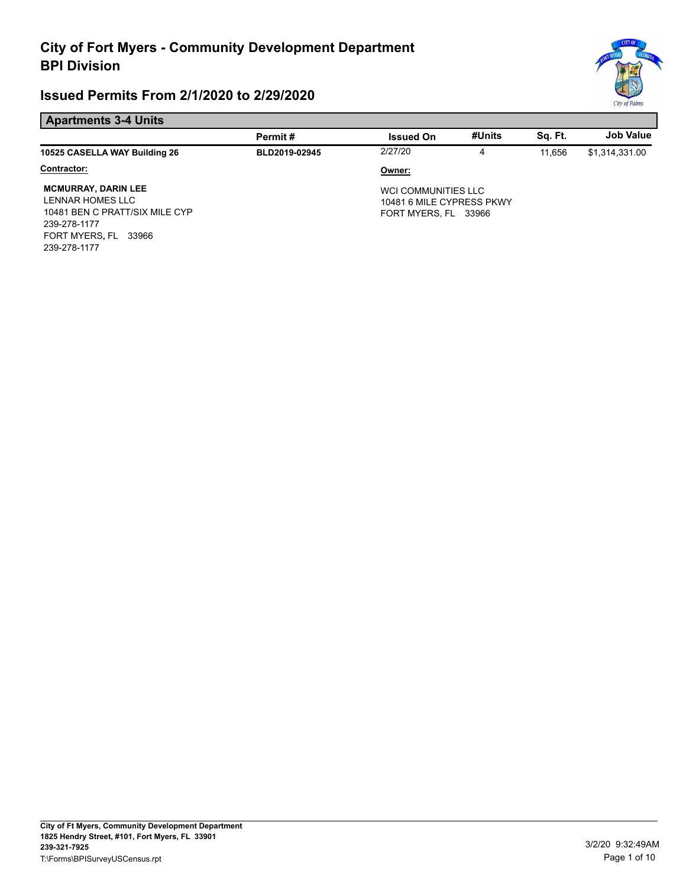# City of Fort Myers - Community Development Department
## BPI Division

## Issued Permits From 2/1/2020 to 2/29/2020

### Apartments 3-4 Units

| | Permit # | Issued On | #Units | Sq. Ft. | Job Value |
|---|---|---|---|---|---|
| **10525 CASELLA WAY Building 26** | **BLD2019-02945** | 2/27/20 | 4 | 11,656 | $1,314,331.00 |

**Contractor:**

**MCMURRAY, DARIN LEE**
LENNAR HOMES LLC
10481 BEN C PRATT/SIX MILE CYP
239-278-1177
FORT MYERS, FL 33966
239-278-1177

**Owner:**

WCI COMMUNITIES LLC
10481 6 MILE CYPRESS PKWY
FORT MYERS, FL 33966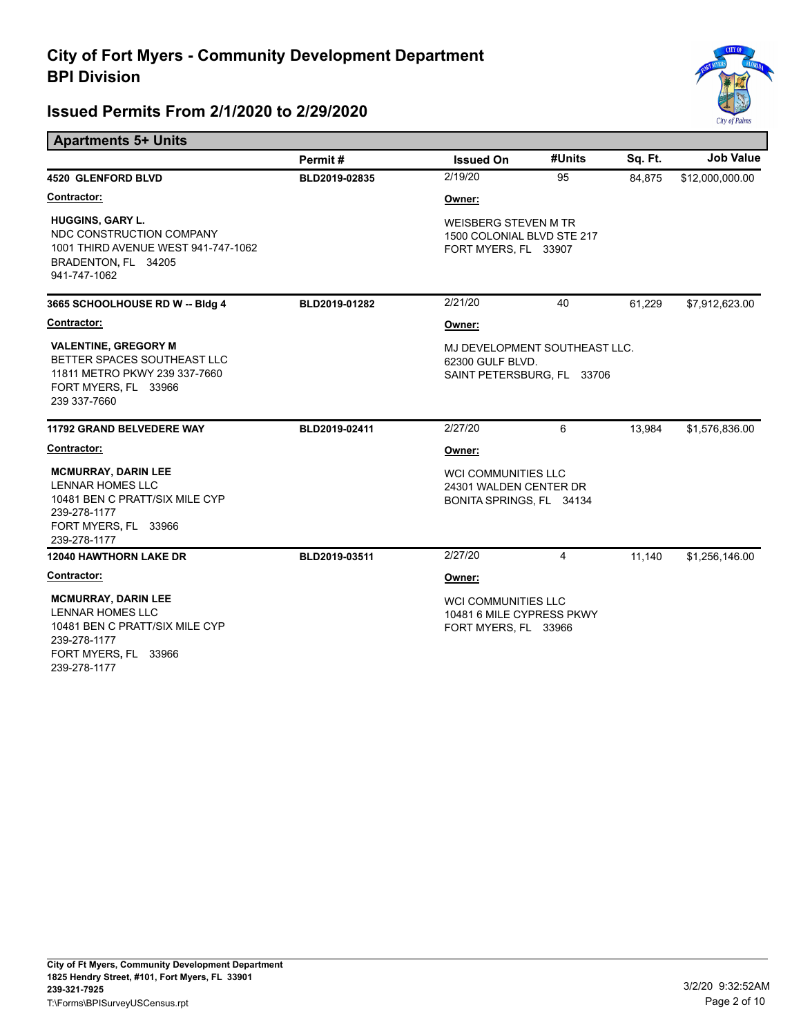# City of Fort Myers - Community Development Department
## BPI Division

## Issued Permits From 2/1/2020 to 2/29/2020

### Apartments 5+ Units

| | Permit # | Issued On | #Units | Sq. Ft. | Job Value |
|---|---|---|---|---|---|
| **4520 GLENFORD BLVD** | **BLD2019-02835** | 2/19/20 | 95 | 84,875 | $12,000,000.00 |
| **3665 SCHOOLHOUSE RD W -- Bldg 4** | **BLD2019-01282** | 2/21/20 | 40 | 61,229 | $7,912,623.00 |
| **11792 GRAND BELVEDERE WAY** | **BLD2019-02411** | 2/27/20 | 6 | 13,984 | $1,576,836.00 |
| **12040 HAWTHORN LAKE DR** | **BLD2019-03511** | 2/27/20 | 4 | 11,140 | $1,256,146.00 |

**4520 GLENFORD BLVD** — BLD2019-02835

**Contractor:**
**HUGGINS, GARY L.**
NDC CONSTRUCTION COMPANY
1001 THIRD AVENUE WEST 941-747-1062
BRADENTON, FL 34205
941-747-1062

**Owner:**
WEISBERG STEVEN M TR
1500 COLONIAL BLVD STE 217
FORT MYERS, FL 33907

**3665 SCHOOLHOUSE RD W -- Bldg 4** — BLD2019-01282

**Contractor:**
**VALENTINE, GREGORY M**
BETTER SPACES SOUTHEAST LLC
11811 METRO PKWY 239 337-7660
FORT MYERS, FL 33966
239 337-7660

**Owner:**
MJ DEVELOPMENT SOUTHEAST LLC.
62300 GULF BLVD.
SAINT PETERSBURG, FL 33706

**11792 GRAND BELVEDERE WAY** — BLD2019-02411

**Contractor:**
**MCMURRAY, DARIN LEE**
LENNAR HOMES LLC
10481 BEN C PRATT/SIX MILE CYP
239-278-1177
FORT MYERS, FL 33966
239-278-1177

**Owner:**
WCI COMMUNITIES LLC
24301 WALDEN CENTER DR
BONITA SPRINGS, FL 34134

**12040 HAWTHORN LAKE DR** — BLD2019-03511

**Contractor:**
**MCMURRAY, DARIN LEE**
LENNAR HOMES LLC
10481 BEN C PRATT/SIX MILE CYP
239-278-1177
FORT MYERS, FL 33966
239-278-1177

**Owner:**
WCI COMMUNITIES LLC
10481 6 MILE CYPRESS PKWY
FORT MYERS, FL 33966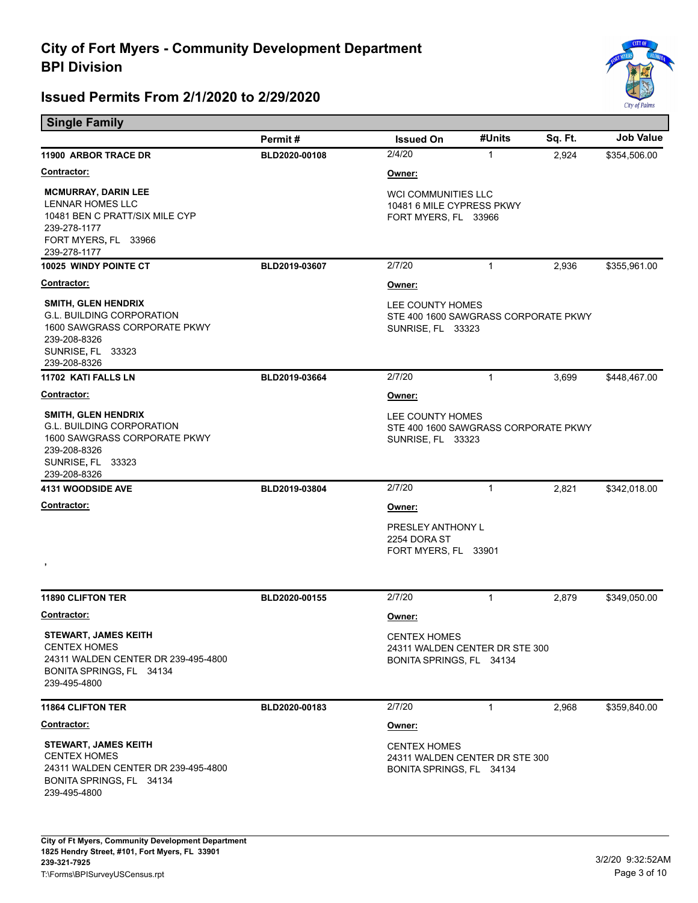# City of Fort Myers - Community Development Department
# BPI Division

## Issued Permits From 2/1/2020 to 2/29/2020

### Single Family

| | Permit # | Issued On | #Units | Sq. Ft. | Job Value |
|---|---|---|---|---|---|
| **11900 ARBOR TRACE DR** | BLD2020-00108 | 2/4/20 | 1 | 2,924 | $354,506.00 |
| **10025 WINDY POINTE CT** | BLD2019-03607 | 2/7/20 | 1 | 2,936 | $355,961.00 |
| **11702 KATI FALLS LN** | BLD2019-03664 | 2/7/20 | 1 | 3,699 | $448,467.00 |
| **4131 WOODSIDE AVE** | BLD2019-03804 | 2/7/20 | 1 | 2,821 | $342,018.00 |
| **11890 CLIFTON TER** | BLD2020-00155 | 2/7/20 | 1 | 2,879 | $349,050.00 |
| **11864 CLIFTON TER** | BLD2020-00183 | 2/7/20 | 1 | 2,968 | $359,840.00 |

**11900 ARBOR TRACE DR**

**Contractor:**
MCMURRAY, DARIN LEE
LENNAR HOMES LLC
10481 BEN C PRATT/SIX MILE CYP
239-278-1177
FORT MYERS, FL 33966
239-278-1177

**Owner:**
WCI COMMUNITIES LLC
10481 6 MILE CYPRESS PKWY
FORT MYERS, FL 33966

**10025 WINDY POINTE CT**

**Contractor:**
SMITH, GLEN HENDRIX
G.L. BUILDING CORPORATION
1600 SAWGRASS CORPORATE PKWY
239-208-8326
SUNRISE, FL 33323
239-208-8326

**Owner:**
LEE COUNTY HOMES
STE 400 1600 SAWGRASS CORPORATE PKWY
SUNRISE, FL 33323

**11702 KATI FALLS LN**

**Contractor:**
SMITH, GLEN HENDRIX
G.L. BUILDING CORPORATION
1600 SAWGRASS CORPORATE PKWY
239-208-8326
SUNRISE, FL 33323
239-208-8326

**Owner:**
LEE COUNTY HOMES
STE 400 1600 SAWGRASS CORPORATE PKWY
SUNRISE, FL 33323

**4131 WOODSIDE AVE**

**Contractor:**
,

**Owner:**
PRESLEY ANTHONY L
2254 DORA ST
FORT MYERS, FL 33901

**11890 CLIFTON TER**

**Contractor:**
STEWART, JAMES KEITH
CENTEX HOMES
24311 WALDEN CENTER DR 239-495-4800
BONITA SPRINGS, FL 34134
239-495-4800

**Owner:**
CENTEX HOMES
24311 WALDEN CENTER DR STE 300
BONITA SPRINGS, FL 34134

**11864 CLIFTON TER**

**Contractor:**
STEWART, JAMES KEITH
CENTEX HOMES
24311 WALDEN CENTER DR 239-495-4800
BONITA SPRINGS, FL 34134
239-495-4800

**Owner:**
CENTEX HOMES
24311 WALDEN CENTER DR STE 300
BONITA SPRINGS, FL 34134

City of Ft Myers, Community Development Department
1825 Hendry Street, #101, Fort Myers, FL 33901
239-321-7925
T:\Forms\BPISurveyUSCensus.rpt

3/2/20 9:32:52AM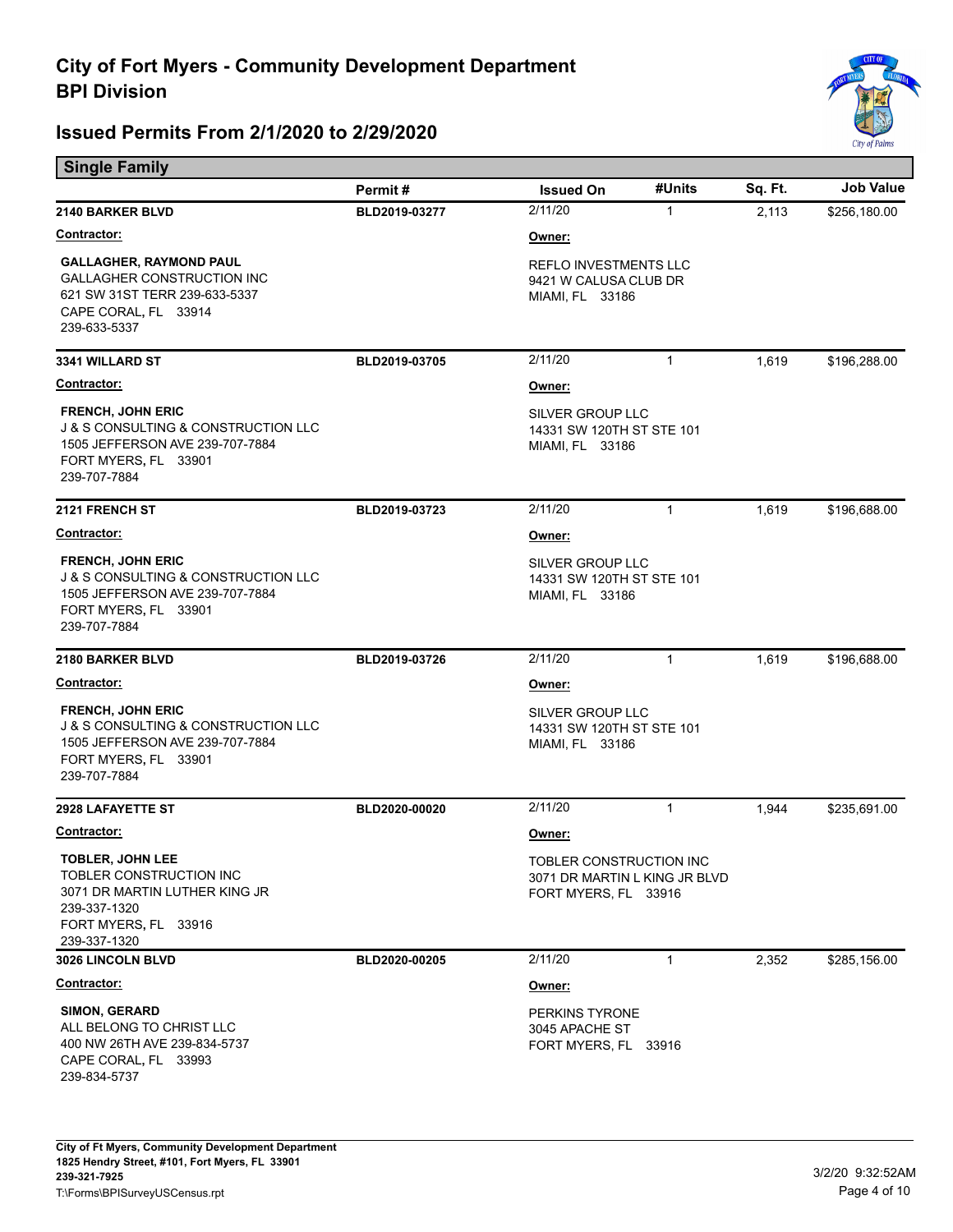# City of Fort Myers - Community Development Department
# BPI Division

## Issued Permits From 2/1/2020 to 2/29/2020

### Single Family

| | Permit # | Issued On | #Units | Sq. Ft. | Job Value |
|---|---|---|---|---|---|
| **2140 BARKER BLVD** | BLD2019-03277 | 2/11/20 | 1 | 2,113 | $256,180.00 |
| **3341 WILLARD ST** | BLD2019-03705 | 2/11/20 | 1 | 1,619 | $196,288.00 |
| **2121 FRENCH ST** | BLD2019-03723 | 2/11/20 | 1 | 1,619 | $196,688.00 |
| **2180 BARKER BLVD** | BLD2019-03726 | 2/11/20 | 1 | 1,619 | $196,688.00 |
| **2928 LAFAYETTE ST** | BLD2020-00020 | 2/11/20 | 1 | 1,944 | $235,691.00 |
| **3026 LINCOLN BLVD** | BLD2020-00205 | 2/11/20 | 1 | 2,352 | $285,156.00 |

**2140 BARKER BLVD** — BLD2019-03277

**Contractor:**
GALLAGHER, RAYMOND PAUL
GALLAGHER CONSTRUCTION INC
621 SW 31ST TERR 239-633-5337
CAPE CORAL, FL 33914
239-633-5337

**Owner:**
REFLO INVESTMENTS LLC
9421 W CALUSA CLUB DR
MIAMI, FL 33186

**3341 WILLARD ST** — BLD2019-03705

**Contractor:**
FRENCH, JOHN ERIC
J & S CONSULTING & CONSTRUCTION LLC
1505 JEFFERSON AVE 239-707-7884
FORT MYERS, FL 33901
239-707-7884

**Owner:**
SILVER GROUP LLC
14331 SW 120TH ST STE 101
MIAMI, FL 33186

**2121 FRENCH ST** — BLD2019-03723

**Contractor:**
FRENCH, JOHN ERIC
J & S CONSULTING & CONSTRUCTION LLC
1505 JEFFERSON AVE 239-707-7884
FORT MYERS, FL 33901
239-707-7884

**Owner:**
SILVER GROUP LLC
14331 SW 120TH ST STE 101
MIAMI, FL 33186

**2180 BARKER BLVD** — BLD2019-03726

**Contractor:**
FRENCH, JOHN ERIC
J & S CONSULTING & CONSTRUCTION LLC
1505 JEFFERSON AVE 239-707-7884
FORT MYERS, FL 33901
239-707-7884

**Owner:**
SILVER GROUP LLC
14331 SW 120TH ST STE 101
MIAMI, FL 33186

**2928 LAFAYETTE ST** — BLD2020-00020

**Contractor:**
TOBLER, JOHN LEE
TOBLER CONSTRUCTION INC
3071 DR MARTIN LUTHER KING JR
239-337-1320
FORT MYERS, FL 33916
239-337-1320

**Owner:**
TOBLER CONSTRUCTION INC
3071 DR MARTIN L KING JR BLVD
FORT MYERS, FL 33916

**3026 LINCOLN BLVD** — BLD2020-00205

**Contractor:**
SIMON, GERARD
ALL BELONG TO CHRIST LLC
400 NW 26TH AVE 239-834-5737
CAPE CORAL, FL 33993
239-834-5737

**Owner:**
PERKINS TYRONE
3045 APACHE ST
FORT MYERS, FL 33916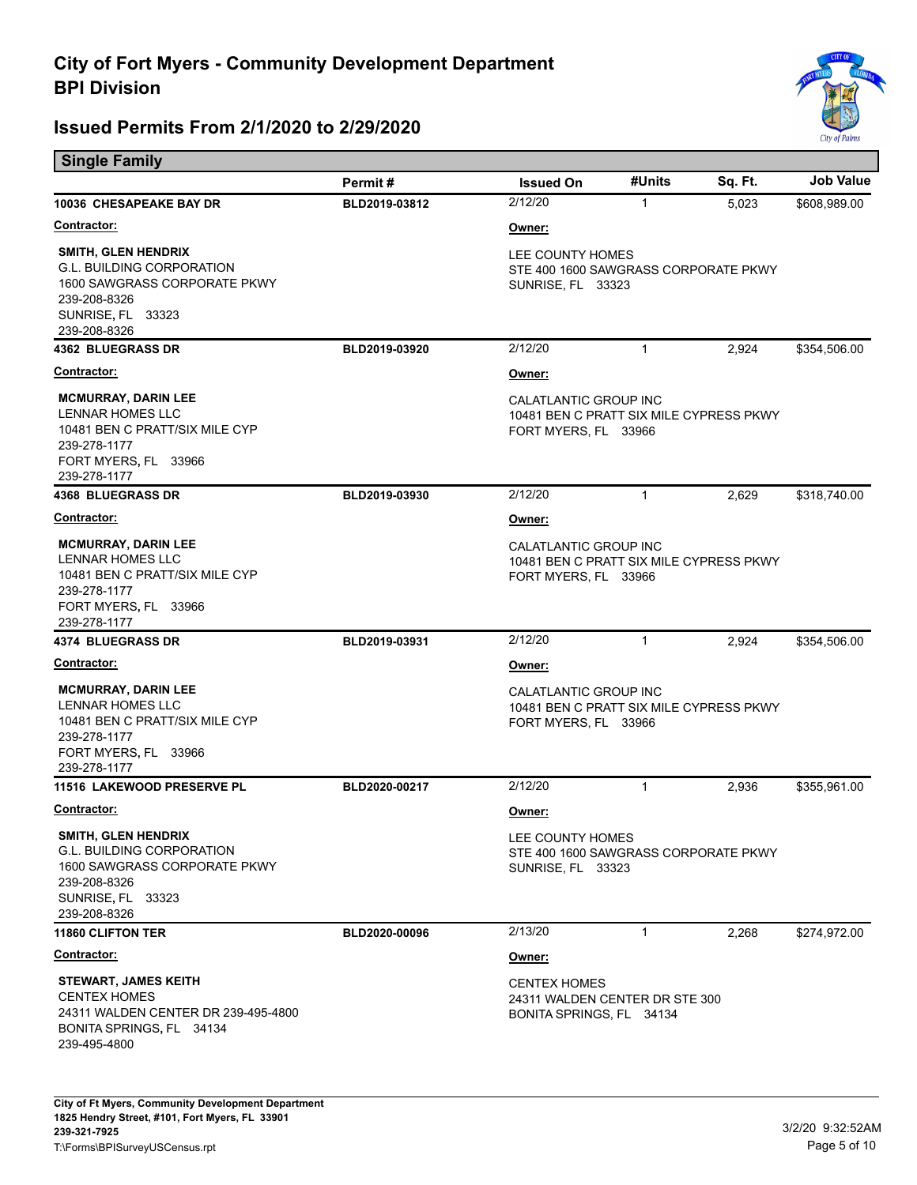# City of Fort Myers - Community Development Department
# BPI Division

## Issued Permits From 2/1/2020 to 2/29/2020

### Single Family

| | Permit # | Issued On | #Units | Sq. Ft. | Job Value |
|---|---|---|---|---|---|
| **10036 CHESAPEAKE BAY DR** | BLD2019-03812 | 2/12/20 | 1 | 5,023 | $608,989.00 |
| **4362 BLUEGRASS DR** | BLD2019-03920 | 2/12/20 | 1 | 2,924 | $354,506.00 |
| **4368 BLUEGRASS DR** | BLD2019-03930 | 2/12/20 | 1 | 2,629 | $318,740.00 |
| **4374 BLUEGRASS DR** | BLD2019-03931 | 2/12/20 | 1 | 2,924 | $354,506.00 |
| **11516 LAKEWOOD PRESERVE PL** | BLD2020-00217 | 2/12/20 | 1 | 2,936 | $355,961.00 |
| **11860 CLIFTON TER** | BLD2020-00096 | 2/13/20 | 1 | 2,268 | $274,972.00 |

**10036 CHESAPEAKE BAY DR**

**Contractor:**

**SMITH, GLEN HENDRIX**
G.L. BUILDING CORPORATION
1600 SAWGRASS CORPORATE PKWY
239-208-8326
SUNRISE, FL 33323
239-208-8326

**Owner:**

LEE COUNTY HOMES
STE 400 1600 SAWGRASS CORPORATE PKWY
SUNRISE, FL 33323

**4362 BLUEGRASS DR**

**Contractor:**

**MCMURRAY, DARIN LEE**
LENNAR HOMES LLC
10481 BEN C PRATT/SIX MILE CYP
239-278-1177
FORT MYERS, FL 33966
239-278-1177

**Owner:**

CALATLANTIC GROUP INC
10481 BEN C PRATT SIX MILE CYPRESS PKWY
FORT MYERS, FL 33966

**4368 BLUEGRASS DR**

**Contractor:**

**MCMURRAY, DARIN LEE**
LENNAR HOMES LLC
10481 BEN C PRATT/SIX MILE CYP
239-278-1177
FORT MYERS, FL 33966
239-278-1177

**Owner:**

CALATLANTIC GROUP INC
10481 BEN C PRATT SIX MILE CYPRESS PKWY
FORT MYERS, FL 33966

**4374 BLUEGRASS DR**

**Contractor:**

**MCMURRAY, DARIN LEE**
LENNAR HOMES LLC
10481 BEN C PRATT/SIX MILE CYP
239-278-1177
FORT MYERS, FL 33966
239-278-1177

**Owner:**

CALATLANTIC GROUP INC
10481 BEN C PRATT SIX MILE CYPRESS PKWY
FORT MYERS, FL 33966

**11516 LAKEWOOD PRESERVE PL**

**Contractor:**

**SMITH, GLEN HENDRIX**
G.L. BUILDING CORPORATION
1600 SAWGRASS CORPORATE PKWY
239-208-8326
SUNRISE, FL 33323
239-208-8326

**Owner:**

LEE COUNTY HOMES
STE 400 1600 SAWGRASS CORPORATE PKWY
SUNRISE, FL 33323

**11860 CLIFTON TER**

**Contractor:**

**STEWART, JAMES KEITH**
CENTEX HOMES
24311 WALDEN CENTER DR 239-495-4800
BONITA SPRINGS, FL 34134
239-495-4800

**Owner:**

CENTEX HOMES
24311 WALDEN CENTER DR STE 300
BONITA SPRINGS, FL 34134

**City of Ft Myers, Community Development Department**
**1825 Hendry Street, #101, Fort Myers, FL 33901**
**239-321-7925**
T:\Forms\BPISurveyUSCensus.rpt

3/2/20 9:32:52AM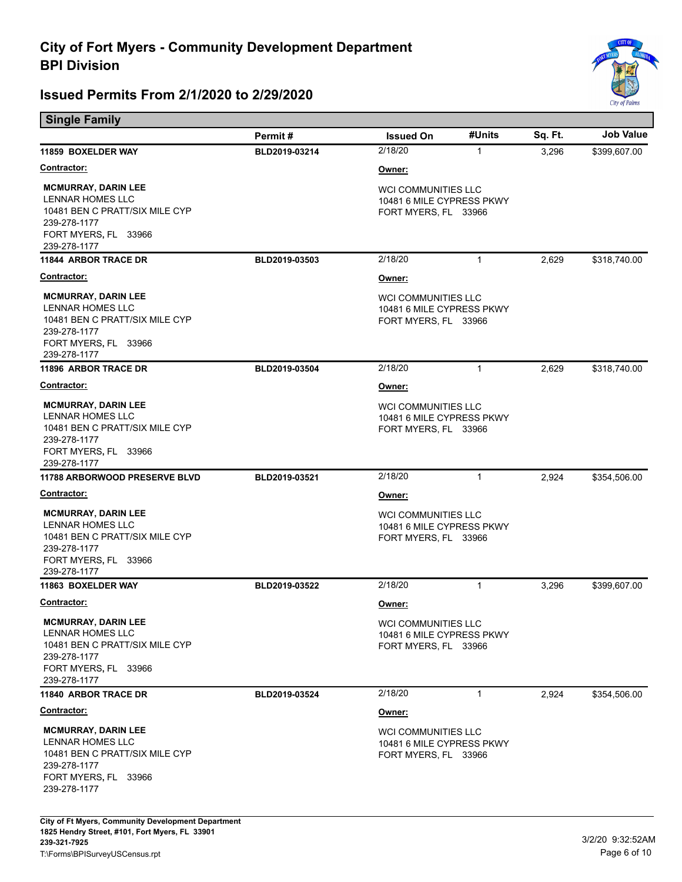# City of Fort Myers - Community Development Department
# BPI Division

## Issued Permits From 2/1/2020 to 2/29/2020

**Single Family**

| | Permit # | Issued On | #Units | Sq. Ft. | Job Value |
|---|---|---|---|---|---|
| **11859 BOXELDER WAY** | BLD2019-03214 | 2/18/20 | 1 | 3,296 | $399,607.00 |
| **11844 ARBOR TRACE DR** | BLD2019-03503 | 2/18/20 | 1 | 2,629 | $318,740.00 |
| **11896 ARBOR TRACE DR** | BLD2019-03504 | 2/18/20 | 1 | 2,629 | $318,740.00 |
| **11788 ARBORWOOD PRESERVE BLVD** | BLD2019-03521 | 2/18/20 | 1 | 2,924 | $354,506.00 |
| **11863 BOXELDER WAY** | BLD2019-03522 | 2/18/20 | 1 | 3,296 | $399,607.00 |
| **11840 ARBOR TRACE DR** | BLD2019-03524 | 2/18/20 | 1 | 2,924 | $354,506.00 |

For each permit above:

**Contractor:**

**MCMURRAY, DARIN LEE**
LENNAR HOMES LLC
10481 BEN C PRATT/SIX MILE CYP
239-278-1177
FORT MYERS, FL 33966
239-278-1177

**Owner:**

WCI COMMUNITIES LLC
10481 6 MILE CYPRESS PKWY
FORT MYERS, FL 33966

City of Ft Myers, Community Development Department
1825 Hendry Street, #101, Fort Myers, FL 33901
239-321-7925
T:\Forms\BPISurveyUSCensus.rpt

3/2/20 9:32:52AM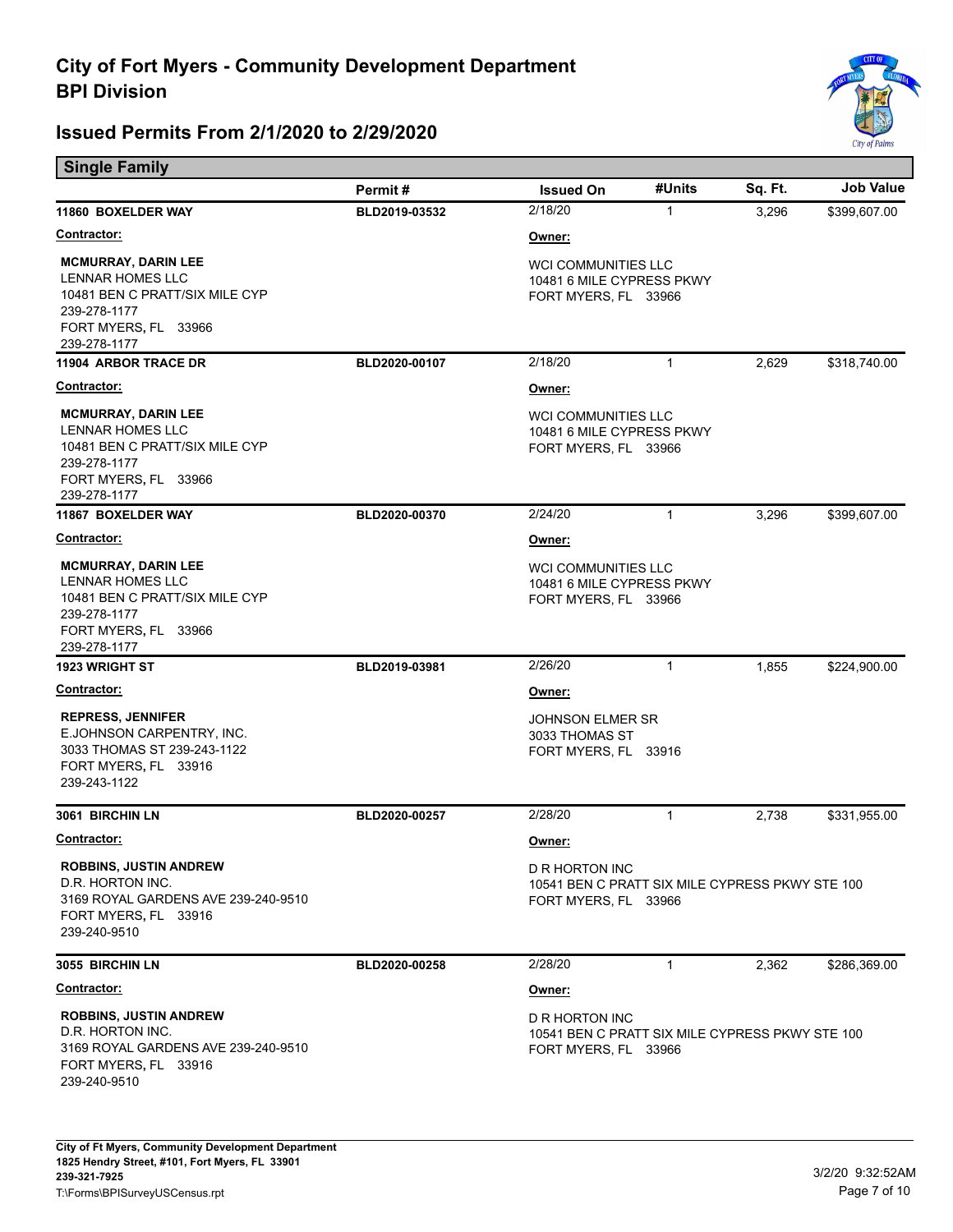# City of Fort Myers - Community Development Department

## BPI Division

## Issued Permits From 2/1/2020 to 2/29/2020

### Single Family

| | Permit # | Issued On | #Units | Sq. Ft. | Job Value |
|---|---|---|---|---|---|
| **11860 BOXELDER WAY** | **BLD2019-03532** | 2/18/20 | 1 | 3,296 | $399,607.00 |

**Contractor:**

**MCMURRAY, DARIN LEE**
LENNAR HOMES LLC
10481 BEN C PRATT/SIX MILE CYP
239-278-1177
FORT MYERS, FL 33966
239-278-1177

**Owner:**

WCI COMMUNITIES LLC
10481 6 MILE CYPRESS PKWY
FORT MYERS, FL 33966

| | Permit # | Issued On | #Units | Sq. Ft. | Job Value |
|---|---|---|---|---|---|
| **11904 ARBOR TRACE DR** | **BLD2020-00107** | 2/18/20 | 1 | 2,629 | $318,740.00 |

**Contractor:**

**MCMURRAY, DARIN LEE**
LENNAR HOMES LLC
10481 BEN C PRATT/SIX MILE CYP
239-278-1177
FORT MYERS, FL 33966
239-278-1177

**Owner:**

WCI COMMUNITIES LLC
10481 6 MILE CYPRESS PKWY
FORT MYERS, FL 33966

| | Permit # | Issued On | #Units | Sq. Ft. | Job Value |
|---|---|---|---|---|---|
| **11867 BOXELDER WAY** | **BLD2020-00370** | 2/24/20 | 1 | 3,296 | $399,607.00 |

**Contractor:**

**MCMURRAY, DARIN LEE**
LENNAR HOMES LLC
10481 BEN C PRATT/SIX MILE CYP
239-278-1177
FORT MYERS, FL 33966
239-278-1177

**Owner:**

WCI COMMUNITIES LLC
10481 6 MILE CYPRESS PKWY
FORT MYERS, FL 33966

| | Permit # | Issued On | #Units | Sq. Ft. | Job Value |
|---|---|---|---|---|---|
| **1923 WRIGHT ST** | **BLD2019-03981** | 2/26/20 | 1 | 1,855 | $224,900.00 |

**Contractor:**

**REPRESS, JENNIFER**
E.JOHNSON CARPENTRY, INC.
3033 THOMAS ST 239-243-1122
FORT MYERS, FL 33916
239-243-1122

**Owner:**

JOHNSON ELMER SR
3033 THOMAS ST
FORT MYERS, FL 33916

| | Permit # | Issued On | #Units | Sq. Ft. | Job Value |
|---|---|---|---|---|---|
| **3061 BIRCHIN LN** | **BLD2020-00257** | 2/28/20 | 1 | 2,738 | $331,955.00 |

**Contractor:**

**ROBBINS, JUSTIN ANDREW**
D.R. HORTON INC.
3169 ROYAL GARDENS AVE 239-240-9510
FORT MYERS, FL 33916
239-240-9510

**Owner:**

D R HORTON INC
10541 BEN C PRATT SIX MILE CYPRESS PKWY STE 100
FORT MYERS, FL 33966

| | Permit # | Issued On | #Units | Sq. Ft. | Job Value |
|---|---|---|---|---|---|
| **3055 BIRCHIN LN** | **BLD2020-00258** | 2/28/20 | 1 | 2,362 | $286,369.00 |

**Contractor:**

**ROBBINS, JUSTIN ANDREW**
D.R. HORTON INC.
3169 ROYAL GARDENS AVE 239-240-9510
FORT MYERS, FL 33916
239-240-9510

**Owner:**

D R HORTON INC
10541 BEN C PRATT SIX MILE CYPRESS PKWY STE 100
FORT MYERS, FL 33966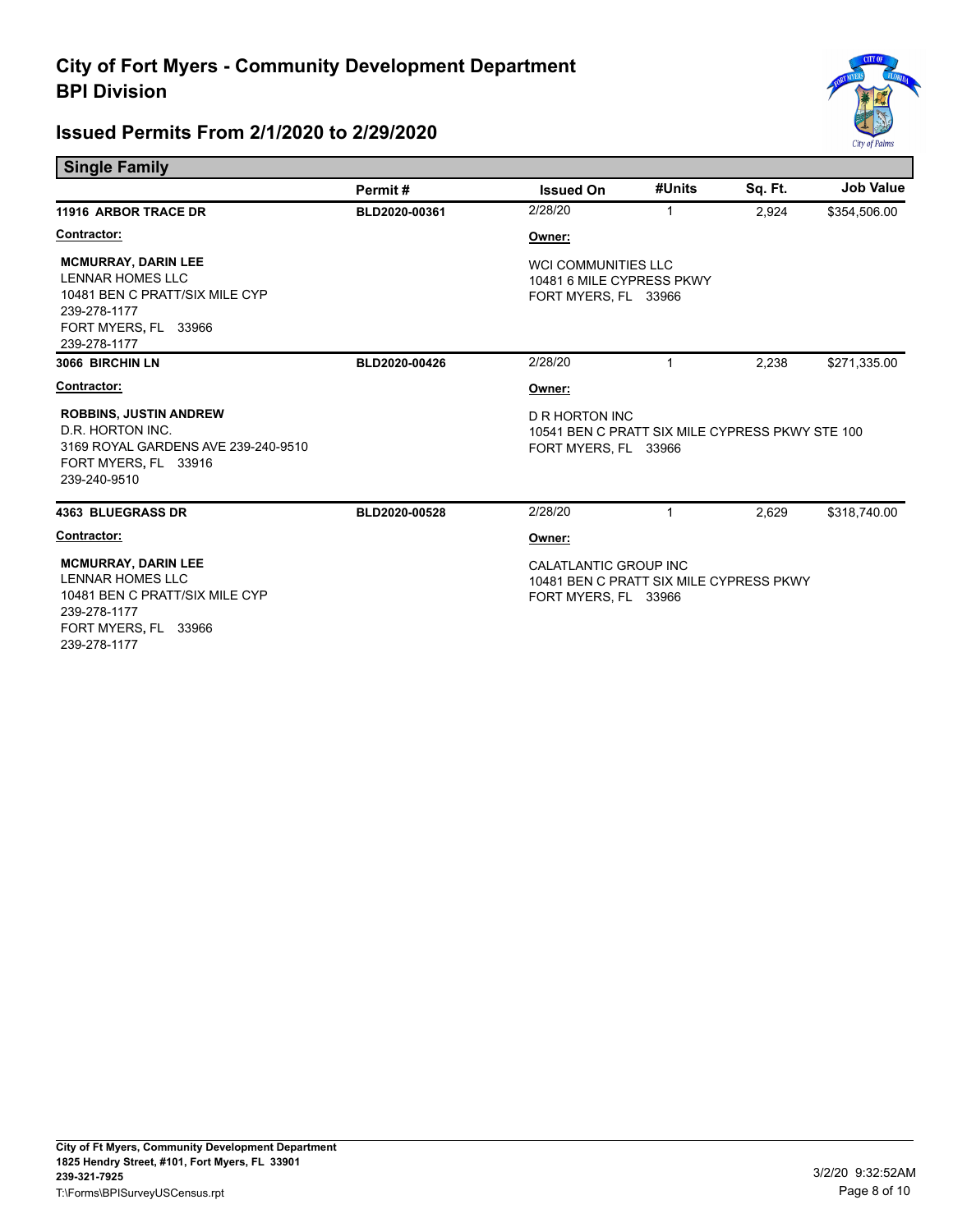# City of Fort Myers - Community Development Department
# BPI Division

## Issued Permits From 2/1/2020 to 2/29/2020

### Single Family

| | Permit # | Issued On | #Units | Sq. Ft. | Job Value |
|---|---|---|---|---|---|
| **11916 ARBOR TRACE DR** | **BLD2020-00361** | 2/28/20 | 1 | 2,924 | $354,506.00 |

**Contractor:**

**MCMURRAY, DARIN LEE**
LENNAR HOMES LLC
10481 BEN C PRATT/SIX MILE CYP
239-278-1177
FORT MYERS, FL 33966
239-278-1177

**Owner:**

WCI COMMUNITIES LLC
10481 6 MILE CYPRESS PKWY
FORT MYERS, FL 33966

| | Permit # | Issued On | #Units | Sq. Ft. | Job Value |
|---|---|---|---|---|---|
| **3066 BIRCHIN LN** | **BLD2020-00426** | 2/28/20 | 1 | 2,238 | $271,335.00 |

**Contractor:**

**ROBBINS, JUSTIN ANDREW**
D.R. HORTON INC.
3169 ROYAL GARDENS AVE 239-240-9510
FORT MYERS, FL 33916
239-240-9510

**Owner:**

D R HORTON INC
10541 BEN C PRATT SIX MILE CYPRESS PKWY STE 100
FORT MYERS, FL 33966

| | Permit # | Issued On | #Units | Sq. Ft. | Job Value |
|---|---|---|---|---|---|
| **4363 BLUEGRASS DR** | **BLD2020-00528** | 2/28/20 | 1 | 2,629 | $318,740.00 |

**Contractor:**

**MCMURRAY, DARIN LEE**
LENNAR HOMES LLC
10481 BEN C PRATT/SIX MILE CYP
239-278-1177
FORT MYERS, FL 33966
239-278-1177

**Owner:**

CALATLANTIC GROUP INC
10481 BEN C PRATT SIX MILE CYPRESS PKWY
FORT MYERS, FL 33966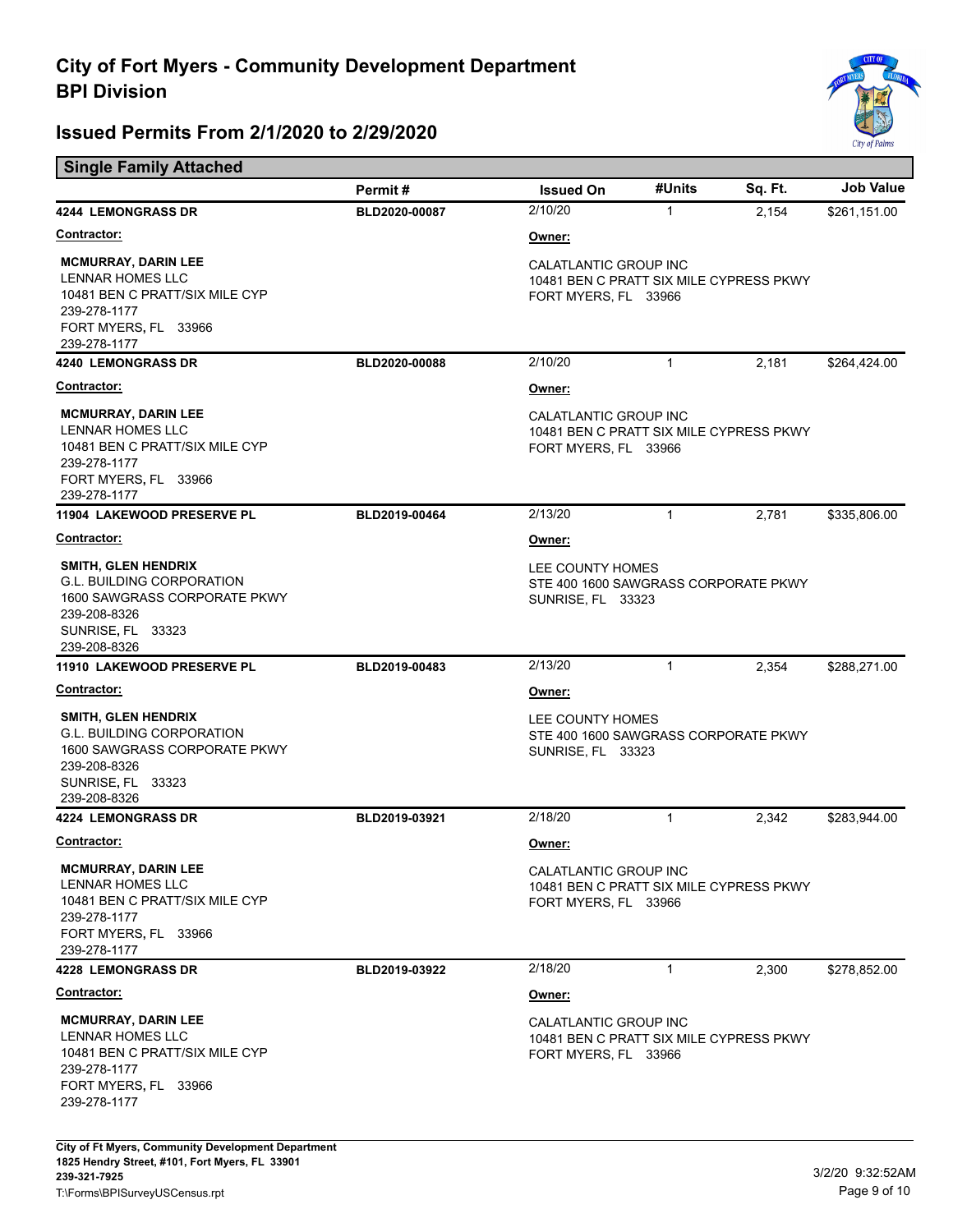# City of Fort Myers - Community Development Department
## BPI Division

## Issued Permits From 2/1/2020 to 2/29/2020

### Single Family Attached

| | Permit # | Issued On | #Units | Sq. Ft. | Job Value |
|---|---|---|---|---|---|
| **4244 LEMONGRASS DR** | BLD2020-00087 | 2/10/20 | 1 | 2,154 | $261,151.00 |

**Contractor:**

**MCMURRAY, DARIN LEE**
LENNAR HOMES LLC
10481 BEN C PRATT/SIX MILE CYP
239-278-1177
FORT MYERS, FL 33966
239-278-1177

**Owner:**

CALATLANTIC GROUP INC
10481 BEN C PRATT SIX MILE CYPRESS PKWY
FORT MYERS, FL 33966

| | Permit # | Issued On | #Units | Sq. Ft. | Job Value |
|---|---|---|---|---|---|
| **4240 LEMONGRASS DR** | BLD2020-00088 | 2/10/20 | 1 | 2,181 | $264,424.00 |

**Contractor:**

**MCMURRAY, DARIN LEE**
LENNAR HOMES LLC
10481 BEN C PRATT/SIX MILE CYP
239-278-1177
FORT MYERS, FL 33966
239-278-1177

**Owner:**

CALATLANTIC GROUP INC
10481 BEN C PRATT SIX MILE CYPRESS PKWY
FORT MYERS, FL 33966

| | Permit # | Issued On | #Units | Sq. Ft. | Job Value |
|---|---|---|---|---|---|
| **11904 LAKEWOOD PRESERVE PL** | BLD2019-00464 | 2/13/20 | 1 | 2,781 | $335,806.00 |

**Contractor:**

**SMITH, GLEN HENDRIX**
G.L. BUILDING CORPORATION
1600 SAWGRASS CORPORATE PKWY
239-208-8326
SUNRISE, FL 33323
239-208-8326

**Owner:**

LEE COUNTY HOMES
STE 400 1600 SAWGRASS CORPORATE PKWY
SUNRISE, FL 33323

| | Permit # | Issued On | #Units | Sq. Ft. | Job Value |
|---|---|---|---|---|---|
| **11910 LAKEWOOD PRESERVE PL** | BLD2019-00483 | 2/13/20 | 1 | 2,354 | $288,271.00 |

**Contractor:**

**SMITH, GLEN HENDRIX**
G.L. BUILDING CORPORATION
1600 SAWGRASS CORPORATE PKWY
239-208-8326
SUNRISE, FL 33323
239-208-8326

**Owner:**

LEE COUNTY HOMES
STE 400 1600 SAWGRASS CORPORATE PKWY
SUNRISE, FL 33323

| | Permit # | Issued On | #Units | Sq. Ft. | Job Value |
|---|---|---|---|---|---|
| **4224 LEMONGRASS DR** | BLD2019-03921 | 2/18/20 | 1 | 2,342 | $283,944.00 |

**Contractor:**

**MCMURRAY, DARIN LEE**
LENNAR HOMES LLC
10481 BEN C PRATT/SIX MILE CYP
239-278-1177
FORT MYERS, FL 33966
239-278-1177

**Owner:**

CALATLANTIC GROUP INC
10481 BEN C PRATT SIX MILE CYPRESS PKWY
FORT MYERS, FL 33966

| | Permit # | Issued On | #Units | Sq. Ft. | Job Value |
|---|---|---|---|---|---|
| **4228 LEMONGRASS DR** | BLD2019-03922 | 2/18/20 | 1 | 2,300 | $278,852.00 |

**Contractor:**

**MCMURRAY, DARIN LEE**
LENNAR HOMES LLC
10481 BEN C PRATT/SIX MILE CYP
239-278-1177
FORT MYERS, FL 33966
239-278-1177

**Owner:**

CALATLANTIC GROUP INC
10481 BEN C PRATT SIX MILE CYPRESS PKWY
FORT MYERS, FL 33966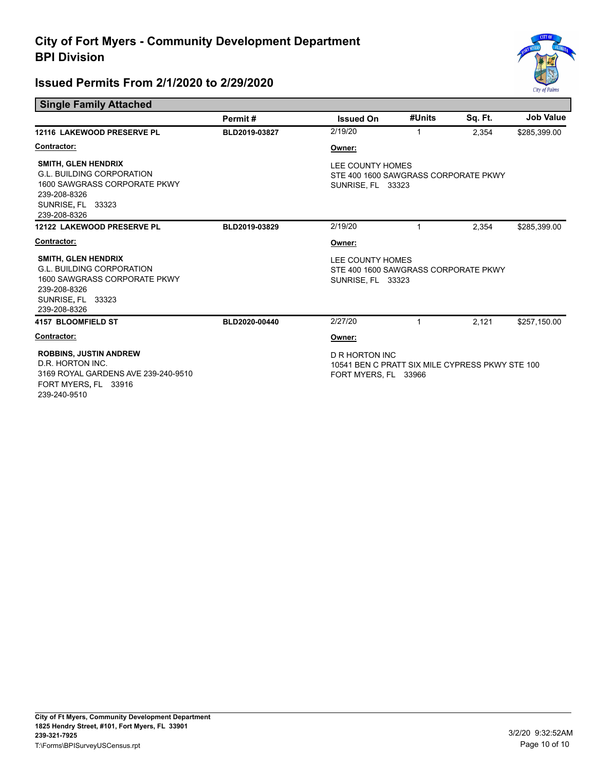# City of Fort Myers - Community Development Department
## BPI Division

## Issued Permits From 2/1/2020 to 2/29/2020

### Single Family Attached

| | Permit # | Issued On | #Units | Sq. Ft. | Job Value |
|---|---|---|---|---|---|
| **12116 LAKEWOOD PRESERVE PL** | **BLD2019-03827** | 2/19/20 | 1 | 2,354 | $285,399.00 |

**Contractor:**

**SMITH, GLEN HENDRIX**
G.L. BUILDING CORPORATION
1600 SAWGRASS CORPORATE PKWY
239-208-8326
SUNRISE, FL 33323
239-208-8326

**Owner:**

LEE COUNTY HOMES
STE 400 1600 SAWGRASS CORPORATE PKWY
SUNRISE, FL 33323

| | Permit # | Issued On | #Units | Sq. Ft. | Job Value |
|---|---|---|---|---|---|
| **12122 LAKEWOOD PRESERVE PL** | **BLD2019-03829** | 2/19/20 | 1 | 2,354 | $285,399.00 |

**Contractor:**

**SMITH, GLEN HENDRIX**
G.L. BUILDING CORPORATION
1600 SAWGRASS CORPORATE PKWY
239-208-8326
SUNRISE, FL 33323
239-208-8326

**Owner:**

LEE COUNTY HOMES
STE 400 1600 SAWGRASS CORPORATE PKWY
SUNRISE, FL 33323

| | Permit # | Issued On | #Units | Sq. Ft. | Job Value |
|---|---|---|---|---|---|
| **4157 BLOOMFIELD ST** | **BLD2020-00440** | 2/27/20 | 1 | 2,121 | $257,150.00 |

**Contractor:**

**ROBBINS, JUSTIN ANDREW**
D.R. HORTON INC.
3169 ROYAL GARDENS AVE 239-240-9510
FORT MYERS, FL 33916
239-240-9510

**Owner:**

D R HORTON INC
10541 BEN C PRATT SIX MILE CYPRESS PKWY STE 100
FORT MYERS, FL 33966